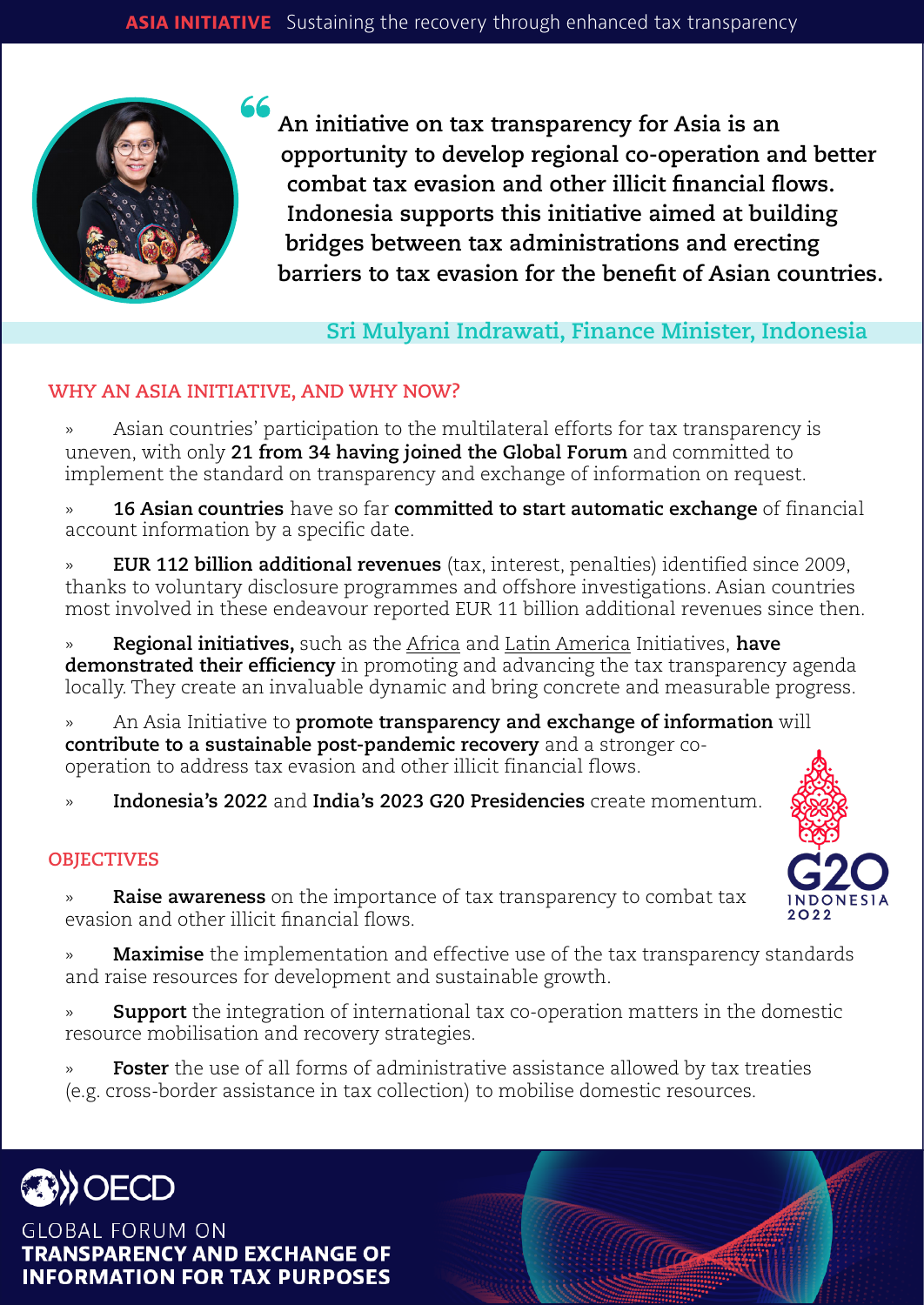**ASIA INITIATIVE** Sustaining the recovery through enhanced tax transparency

> **An initiative on tax transparency for Asia is an opportunity to develop regional co-operation and better combat tax evasion and other illicit financial flows. Indonesia supports this initiative aimed at building bridges between tax administrations and erecting barriers to tax evasion for the benefit of Asian countries.**
>
> Sri Mulyani Indrawati, Finance Minister, Indonesia

## WHY AN ASIA INITIATIVE, AND WHY NOW?

- Asian countries' participation to the multilateral efforts for tax transparency is uneven, with only **21 from 34 having joined the Global Forum** and committed to implement the standard on transparency and exchange of information on request.
- **16 Asian countries** have so far **committed to start automatic exchange** of financial account information by a specific date.
- **EUR 112 billion additional revenues** (tax, interest, penalties) identified since 2009, thanks to voluntary disclosure programmes and offshore investigations. Asian countries most involved in these endeavour reported EUR 11 billion additional revenues since then.
- **Regional initiatives,** such as the Africa and Latin America Initiatives, **have demonstrated their efficiency** in promoting and advancing the tax transparency agenda locally. They create an invaluable dynamic and bring concrete and measurable progress.
- An Asia Initiative to **promote transparency and exchange of information** will **contribute to a sustainable post-pandemic recovery** and a stronger co-operation to address tax evasion and other illicit financial flows.
- **Indonesia's 2022** and **India's 2023 G20 Presidencies** create momentum.

## OBJECTIVES

- **Raise awareness** on the importance of tax transparency to combat tax evasion and other illicit financial flows.
- **Maximise** the implementation and effective use of the tax transparency standards and raise resources for development and sustainable growth.
- **Support** the integration of international tax co-operation matters in the domestic resource mobilisation and recovery strategies.
- **Foster** the use of all forms of administrative assistance allowed by tax treaties (e.g. cross-border assistance in tax collection) to mobilise domestic resources.

OECD
GLOBAL FORUM ON **TRANSPARENCY AND EXCHANGE OF INFORMATION FOR TAX PURPOSES**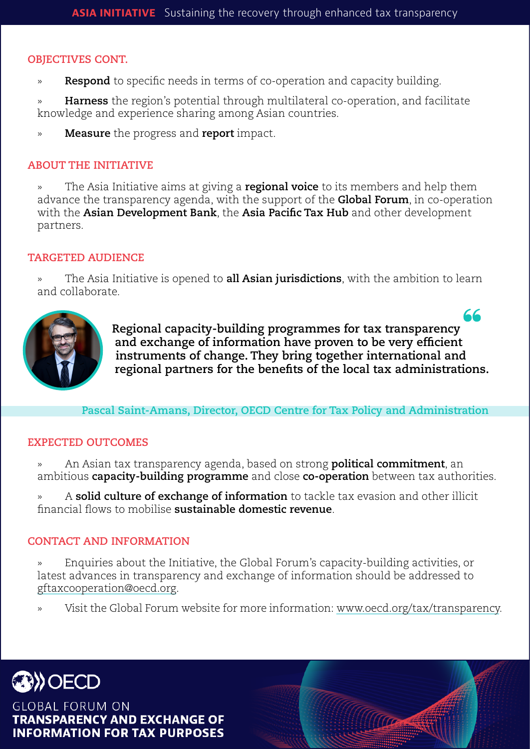## OBJECTIVES CONT.

- **Respond** to specific needs in terms of co-operation and capacity building.
- **Harness** the region's potential through multilateral co-operation, and facilitate knowledge and experience sharing among Asian countries.
- **Measure** the progress and **report** impact.

## ABOUT THE INITIATIVE

- The Asia Initiative aims at giving a **regional voice** to its members and help them advance the transparency agenda, with the support of the **Global Forum**, in co-operation with the **Asian Development Bank**, the **Asia Pacific Tax Hub** and other development partners.

## TARGETED AUDIENCE

- The Asia Initiative is opened to **all Asian jurisdictions**, with the ambition to learn and collaborate.

> **Regional capacity-building programmes for tax transparency and exchange of information have proven to be very efficient instruments of change. They bring together international and regional partners for the benefits of the local tax administrations.**

Pascal Saint-Amans, Director, OECD Centre for Tax Policy and Administration

## EXPECTED OUTCOMES

- An Asian tax transparency agenda, based on strong **political commitment**, an ambitious **capacity-building programme** and close **co-operation** between tax authorities.
- A **solid culture of exchange of information** to tackle tax evasion and other illicit financial flows to mobilise **sustainable domestic revenue**.

## CONTACT AND INFORMATION

- Enquiries about the Initiative, the Global Forum's capacity-building activities, or latest advances in transparency and exchange of information should be addressed to gftaxcooperation@oecd.org.
- Visit the Global Forum website for more information: www.oecd.org/tax/transparency.

OECD

GLOBAL FORUM ON
**TRANSPARENCY AND EXCHANGE OF INFORMATION FOR TAX PURPOSES**